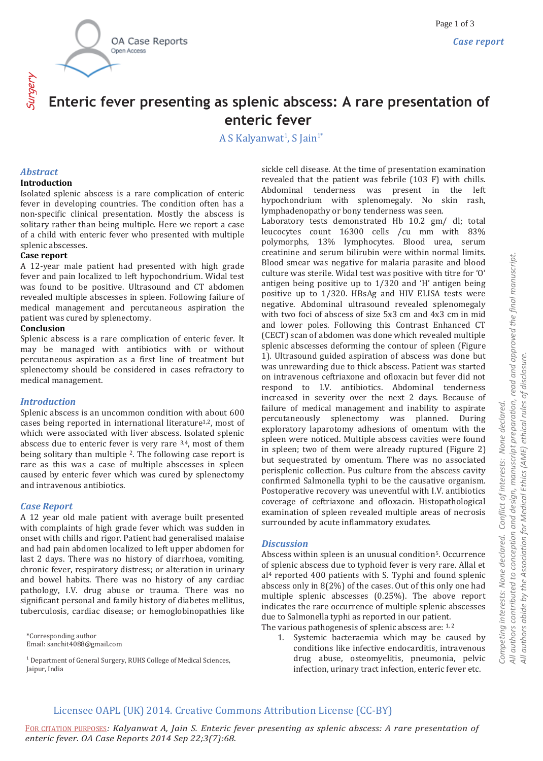# Enteric fever presenting as splenic abscess: A rare presentation of enteric fever

A S Kalyanwat[1], S Jain[1*]

## Abstract

### Introduction

Isolated splenic abscess is a rare complication of enteric fever in developing countries. The condition often has a non-specific clinical presentation. Mostly the abscess is solitary rather than being multiple. Here we report a case of a child with enteric fever who presented with multiple splenic abscesses.

### Case report

A 12-year male patient had presented with high grade fever and pain localized to left hypochondrium. Widal test was found to be positive. Ultrasound and CT abdomen revealed multiple abscesses in spleen. Following failure of medical management and percutaneous aspiration the patient was cured by splenectomy.

### Conclusion

Splenic abscess is a rare complication of enteric fever. It may be managed with antibiotics with or without percutaneous aspiration as a first line of treatment but splenectomy should be considered in cases refractory to medical management.

## Introduction

Splenic abscess is an uncommon condition with about 600 cases being reported in international literature[1,2], most of which were associated with liver abscess. Isolated splenic abscess due to enteric fever is very rare [3,4], most of them being solitary than multiple [2]. The following case report is rare as this was a case of multiple abscesses in spleen caused by enteric fever which was cured by splenectomy and intravenous antibiotics.

## Case Report

A 12 year old male patient with average built presented with complaints of high grade fever which was sudden in onset with chills and rigor. Patient had generalised malaise and had pain abdomen localized to left upper abdomen for last 2 days. There was no history of diarrhoea, vomiting, chronic fever, respiratory distress; or alteration in urinary and bowel habits. There was no history of any cardiac pathology, I.V. drug abuse or trauma. There was no significant personal and family history of diabetes mellitus, tuberculosis, cardiac disease; or hemoglobinopathies like sickle cell disease. At the time of presentation examination revealed that the patient was febrile (103 F) with chills. Abdominal tenderness was present in the left hypochondrium with splenomegaly. No skin rash, lymphadenopathy or bony tenderness was seen.

Laboratory tests demonstrated Hb 10.2 gm/ dl; total leucocytes count 16300 cells /cu mm with 83% polymorphs, 13% lymphocytes. Blood urea, serum creatinine and serum bilirubin were within normal limits. Blood smear was negative for malaria parasite and blood culture was sterile. Widal test was positive with titre for 'O' antigen being positive up to 1/320 and 'H' antigen being positive up to 1/320. HBsAg and HIV ELISA tests were negative. Abdominal ultrasound revealed splenomegaly with two foci of abscess of size 5x3 cm and 4x3 cm in mid and lower poles. Following this Contrast Enhanced CT (CECT) scan of abdomen was done which revealed multiple splenic abscesses deforming the contour of spleen (Figure 1). Ultrasound guided aspiration of abscess was done but was unrewarding due to thick abscess. Patient was started on intravenous ceftriaxone and ofloxacin but fever did not respond to I.V. antibiotics. Abdominal tenderness increased in severity over the next 2 days. Because of failure of medical management and inability to aspirate percutaneously splenectomy was planned. During exploratory laparotomy adhesions of omentum with the spleen were noticed. Multiple abscess cavities were found in spleen; two of them were already ruptured (Figure 2) but sequestrated by omentum. There was no associated perisplenic collection. Pus culture from the abscess cavity confirmed Salmonella typhi to be the causative organism. Postoperative recovery was uneventful with I.V. antibiotics coverage of ceftriaxone and ofloxacin. Histopathological examination of spleen revealed multiple areas of necrosis surrounded by acute inflammatory exudates.

## Discussion

Abscess within spleen is an unusual condition[5]. Occurrence of splenic abscess due to typhoid fever is very rare. Allal et al[4] reported 400 patients with S. Typhi and found splenic abscess only in 8(2%) of the cases. Out of this only one had multiple splenic abscesses (0.25%). The above report indicates the rare occurrence of multiple splenic abscesses due to Salmonella typhi as reported in our patient.

The various pathogenesis of splenic abscess are: [1, 2]

1. Systemic bacteraemia which may be caused by conditions like infective endocarditis, intravenous drug abuse, osteomyelitis, pneumonia, pelvic infection, urinary tract infection, enteric fever etc.

*Corresponding author
Email: sanchit4088@gmail.com

[1] Department of General Surgery, RUHS College of Medical Sciences, Jaipur, India

Competing interests: None declared. Conflict of interests: None declared.
All authors contributed to conception and design, manuscript preparation, read and approved the final manuscript.
All authors abide by the Association for Medical Ethics (AME) ethical rules of disclosure.

Licensee OAPL (UK) 2014. Creative Commons Attribution License (CC-BY)

FOR CITATION PURPOSES: *Kalyanwat A, Jain S. Enteric fever presenting as splenic abscess: A rare presentation of enteric fever. OA Case Reports 2014 Sep 22;3(7):68.*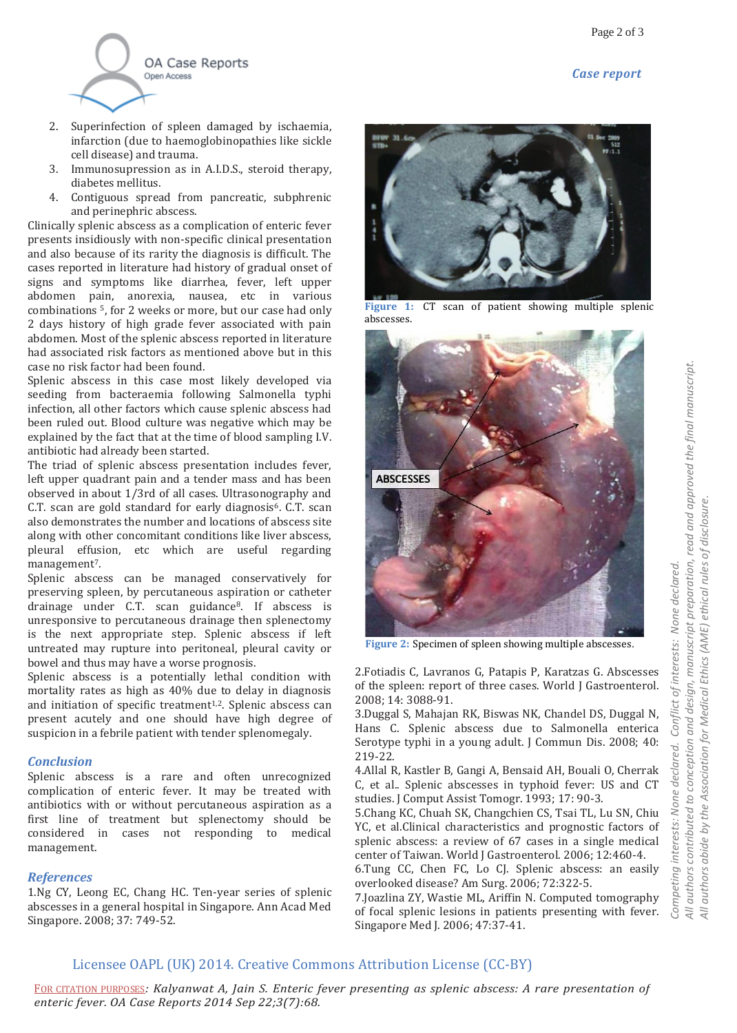2. Superinfection of spleen damaged by ischaemia, infarction (due to haemoglobinopathies like sickle cell disease) and trauma.
3. Immunosupression as in A.I.D.S., steroid therapy, diabetes mellitus.
4. Contiguous spread from pancreatic, subphrenic and perinephric abscess.

Clinically splenic abscess as a complication of enteric fever presents insidiously with non-specific clinical presentation and also because of its rarity the diagnosis is difficult. The cases reported in literature had history of gradual onset of signs and symptoms like diarrhea, fever, left upper abdomen pain, anorexia, nausea, etc in various combinations [5], for 2 weeks or more, but our case had only 2 days history of high grade fever associated with pain abdomen. Most of the splenic abscess reported in literature had associated risk factors as mentioned above but in this case no risk factor had been found.

Splenic abscess in this case most likely developed via seeding from bacteraemia following Salmonella typhi infection, all other factors which cause splenic abscess had been ruled out. Blood culture was negative which may be explained by the fact that at the time of blood sampling I.V. antibiotic had already been started.

The triad of splenic abscess presentation includes fever, left upper quadrant pain and a tender mass and has been observed in about 1/3rd of all cases. Ultrasonography and C.T. scan are gold standard for early diagnosis[6]. C.T. scan also demonstrates the number and locations of abscess site along with other concomitant conditions like liver abscess, pleural effusion, etc which are useful regarding management[7].

Splenic abscess can be managed conservatively for preserving spleen, by percutaneous aspiration or catheter drainage under C.T. scan guidance[8]. If abscess is unresponsive to percutaneous drainage then splenectomy is the next appropriate step. Splenic abscess if left untreated may rupture into peritoneal, pleural cavity or bowel and thus may have a worse prognosis.

Splenic abscess is a potentially lethal condition with mortality rates as high as 40% due to delay in diagnosis and initiation of specific treatment[1,2]. Splenic abscess can present acutely and one should have high degree of suspicion in a febrile patient with tender splenomegaly.

**Figure 1:** CT scan of patient showing multiple splenic abscesses.

**Figure 2:** Specimen of spleen showing multiple abscesses.

## Conclusion

Splenic abscess is a rare and often unrecognized complication of enteric fever. It may be treated with antibiotics with or without percutaneous aspiration as a first line of treatment but splenectomy should be considered in cases not responding to medical management.

## References

1. Ng CY, Leong EC, Chang HC. Ten-year series of splenic abscesses in a general hospital in Singapore. Ann Acad Med Singapore. 2008; 37: 749-52.
2. Fotiadis C, Lavranos G, Patapis P, Karatzas G. Abscesses of the spleen: report of three cases. World J Gastroenterol. 2008; 14: 3088-91.
3. Duggal S, Mahajan RK, Biswas NK, Chandel DS, Duggal N, Hans C. Splenic abscess due to Salmonella enterica Serotype typhi in a young adult. J Commun Dis. 2008; 40: 219-22.
4. Allal R, Kastler B, Gangi A, Bensaid AH, Bouali O, Cherrak C, et al.. Splenic abscesses in typhoid fever: US and CT studies. J Comput Assist Tomogr. 1993; 17: 90-3.
5. Chang KC, Chuah SK, Changchien CS, Tsai TL, Lu SN, Chiu YC, et al. Clinical characteristics and prognostic factors of splenic abscess: a review of 67 cases in a single medical center of Taiwan. World J Gastroenterol. 2006; 12:460-4.
6. Tung CC, Chen FC, Lo CJ. Splenic abscess: an easily overlooked disease? Am Surg. 2006; 72:322-5.
7. Joazlina ZY, Wastie ML, Ariffin N. Computed tomography of focal splenic lesions in patients presenting with fever. Singapore Med J. 2006; 47:37-41.

*Competing interests: None declared. Conflict of interests: None declared. All authors contributed to conception and design, manuscript preparation, read and approved the final manuscript. All authors abide by the Association for Medical Ethics (AME) ethical rules of disclosure.*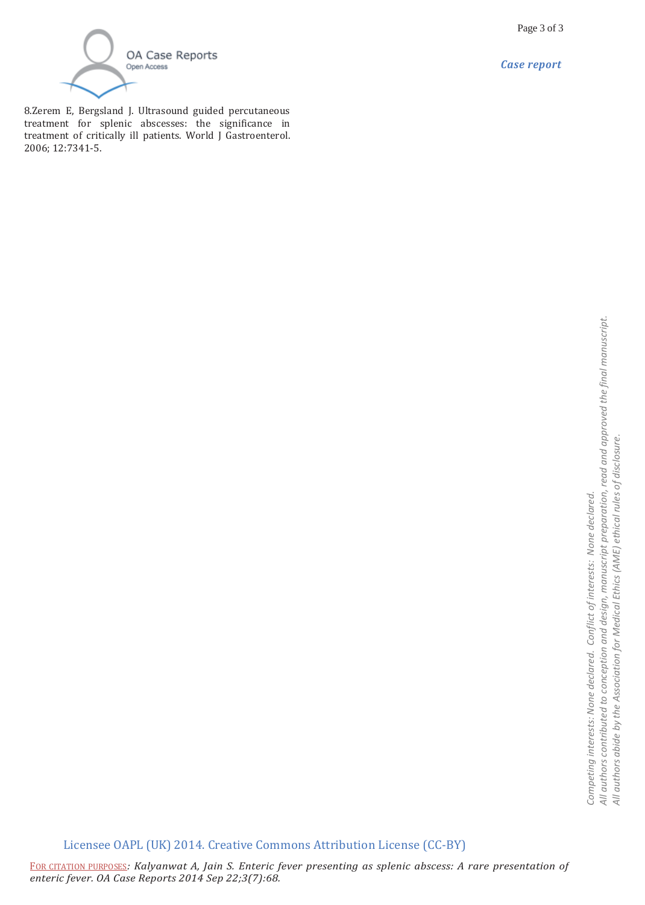8.Zerem E, Bergsland J. Ultrasound guided percutaneous treatment for splenic abscesses: the significance in treatment of critically ill patients. World J Gastroenterol. 2006; 12:7341-5.

*Competing interests: None declared. Conflict of interests: None declared.*
*All authors contributed to conception and design, manuscript preparation, read and approved the final manuscript.*
*All authors abide by the Association for Medical Ethics (AME) ethical rules of disclosure.*

Licensee OAPL (UK) 2014. Creative Commons Attribution License (CC-BY)

FOR CITATION PURPOSES: *Kalyanwat A, Jain S. Enteric fever presenting as splenic abscess: A rare presentation of enteric fever. OA Case Reports 2014 Sep 22;3(7):68.*